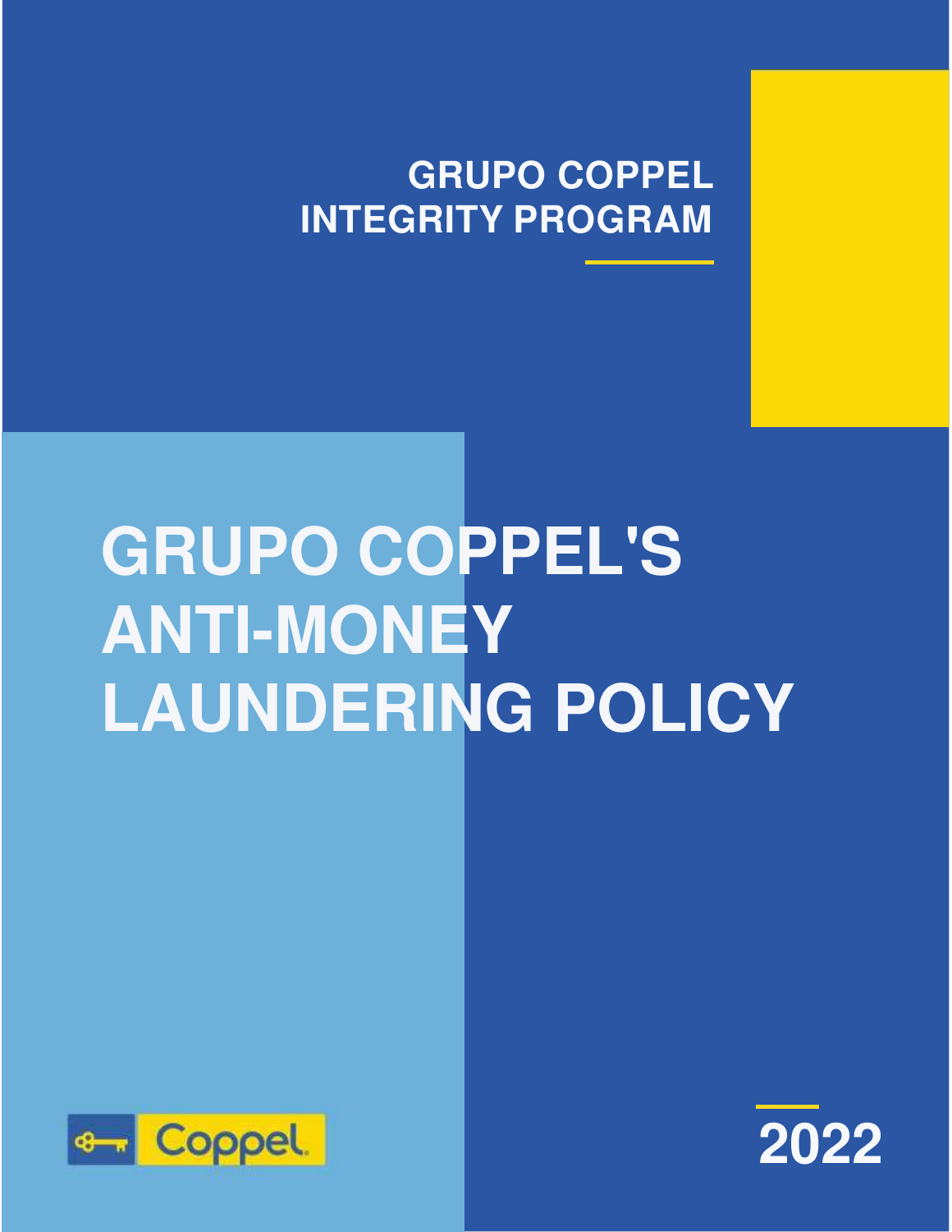GRUPO COPPEL
INTEGRITY PROGRAM

# GRUPO COPPEL'S ANTI-MONEY LAUNDERING POLICY

Coppel

2022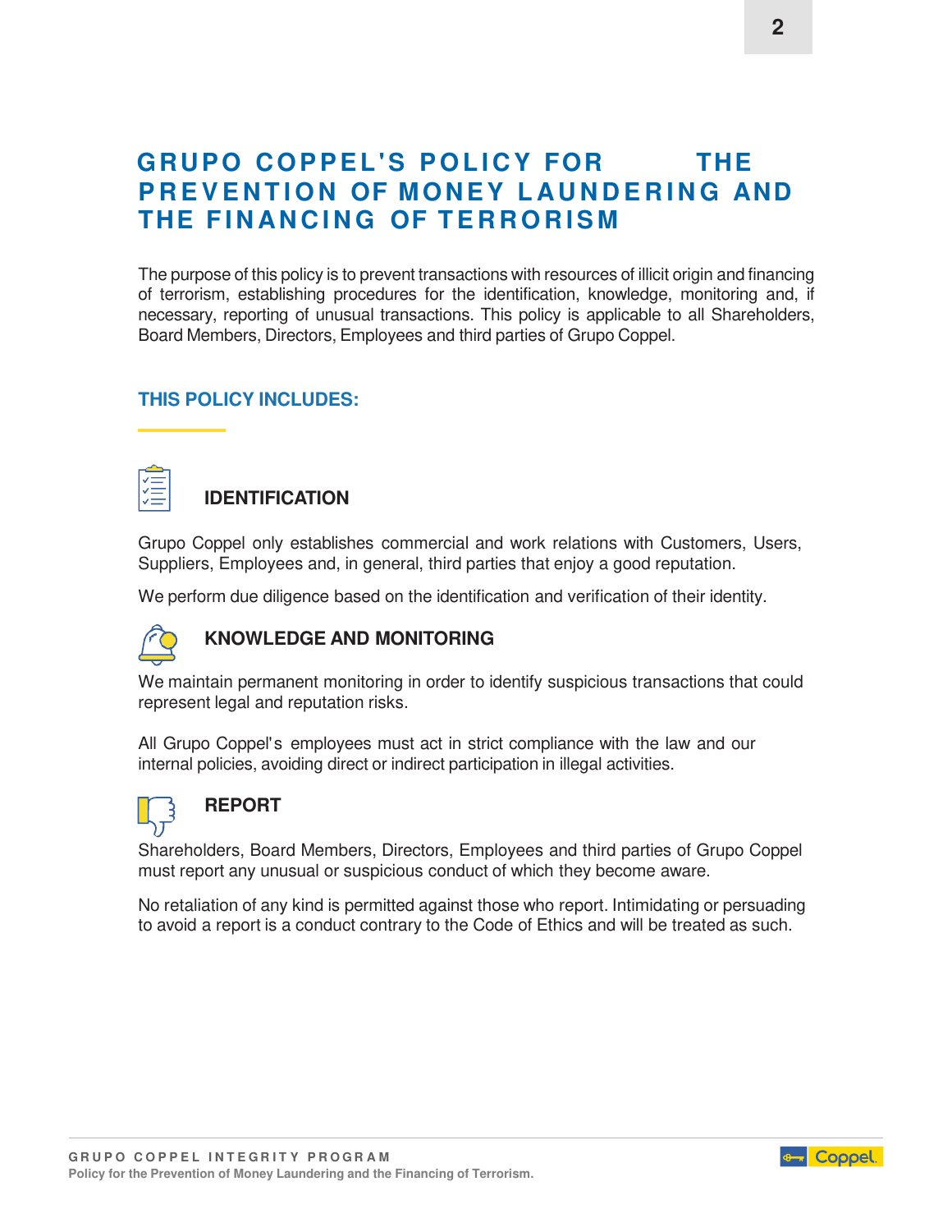# GRUPO COPPEL'S POLICY FOR THE PREVENTION OF MONEY LAUNDERING AND THE FINANCING OF TERRORISM

The purpose of this policy is to prevent transactions with resources of illicit origin and financing of terrorism, establishing procedures for the identification, knowledge, monitoring and, if necessary, reporting of unusual transactions. This policy is applicable to all Shareholders, Board Members, Directors, Employees and third parties of Grupo Coppel.

## THIS POLICY INCLUDES:

### IDENTIFICATION

Grupo Coppel only establishes commercial and work relations with Customers, Users, Suppliers, Employees and, in general, third parties that enjoy a good reputation.

We perform due diligence based on the identification and verification of their identity.

### KNOWLEDGE AND MONITORING

We maintain permanent monitoring in order to identify suspicious transactions that could represent legal and reputation risks.

All Grupo Coppel's employees must act in strict compliance with the law and our internal policies, avoiding direct or indirect participation in illegal activities.

### REPORT

Shareholders, Board Members, Directors, Employees and third parties of Grupo Coppel must report any unusual or suspicious conduct of which they become aware.

No retaliation of any kind is permitted against those who report. Intimidating or persuading to avoid a report is a conduct contrary to the Code of Ethics and will be treated as such.